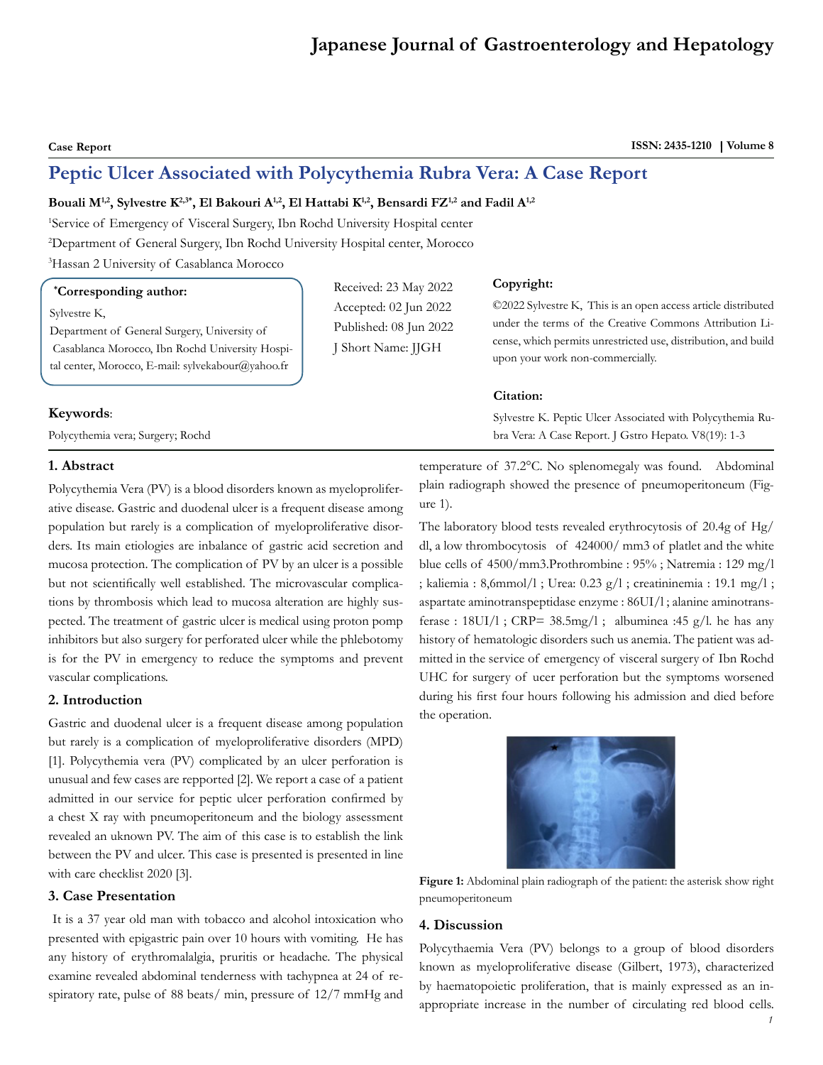Case Report

ISSN: 2435-1210 | Volume 8

# Peptic Ulcer Associated with Polycythemia Rubra Vera: A Case Report

**Bouali M[1,2], Sylvestre K[2,3*], El Bakouri A[1,2], El Hattabi K[1,2], Bensardi FZ[1,2] and Fadil A[1,2]**

[1]Service of Emergency of Visceral Surgery, Ibn Rochd University Hospital center

[2]Department of General Surgery, Ibn Rochd University Hospital center, Morocco

[3]Hassan 2 University of Casablanca Morocco

**\*Corresponding author:**

Sylvestre K,
Department of General Surgery, University of Casablanca Morocco, Ibn Rochd University Hospital center, Morocco, E-mail: sylvekabour@yahoo.fr

Received: 23 May 2022
Accepted: 02 Jun 2022
Published: 08 Jun 2022
J Short Name: JJGH

**Copyright:**

©2022 Sylvestre K, This is an open access article distributed under the terms of the Creative Commons Attribution License, which permits unrestricted use, distribution, and build upon your work non-commercially.

**Citation:**

Sylvestre K. Peptic Ulcer Associated with Polycythemia Rubra Vera: A Case Report. J Gstro Hepato. V8(19): 1-3

**Keywords**:

Polycythemia vera; Surgery; Rochd

## 1. Abstract

Polycythemia Vera (PV) is a blood disorders known as myeloproliferative disease. Gastric and duodenal ulcer is a frequent disease among population but rarely is a complication of myeloproliferative disorders. Its main etiologies are inbalance of gastric acid secretion and mucosa protection. The complication of PV by an ulcer is a possible but not scientifically well established. The microvascular complications by thrombosis which lead to mucosa alteration are highly suspected. The treatment of gastric ulcer is medical using proton pomp inhibitors but also surgery for perforated ulcer while the phlebotomy is for the PV in emergency to reduce the symptoms and prevent vascular complications.

## 2. Introduction

Gastric and duodenal ulcer is a frequent disease among population but rarely is a complication of myeloproliferative disorders (MPD) [1]. Polycythemia vera (PV) complicated by an ulcer perforation is unusual and few cases are repported [2]. We report a case of a patient admitted in our service for peptic ulcer perforation confirmed by a chest X ray with pneumoperitoneum and the biology assessment revealed an uknown PV. The aim of this case is to establish the link between the PV and ulcer. This case is presented is presented in line with care checklist 2020 [3].

## 3. Case Presentation

It is a 37 year old man with tobacco and alcohol intoxication who presented with epigastric pain over 10 hours with vomiting. He has any history of erythromalalgia, pruritis or headache. The physical examine revealed abdominal tenderness with tachypnea at 24 of respiratory rate, pulse of 88 beats/ min, pressure of 12/7 mmHg and temperature of 37.2°C. No splenomegaly was found. Abdominal plain radiograph showed the presence of pneumoperitoneum (Figure 1).

The laboratory blood tests revealed erythrocytosis of 20.4g of Hg/dl, a low thrombocytosis of 424000/ mm3 of platlet and the white blue cells of 4500/mm3.Prothrombine : 95% ; Natremia : 129 mg/l ; kaliemia : 8,6mmol/l ; Urea: 0.23 g/l ; creatininemia : 19.1 mg/l ; aspartate aminotranspeptidase enzyme : 86UI/l ; alanine aminotransferase : 18UI/l ; CRP= 38.5mg/l ; albuminea :45 g/l. he has any history of hematologic disorders such us anemia. The patient was admitted in the service of emergency of visceral surgery of Ibn Rochd UHC for surgery of ucer perforation but the symptoms worsened during his first four hours following his admission and died before the operation.

**Figure 1:** Abdominal plain radiograph of the patient: the asterisk show right pneumoperitoneum

## 4. Discussion

Polycythaemia Vera (PV) belongs to a group of blood disorders known as myeloproliferative disease (Gilbert, 1973), characterized by haematopoietic proliferation, that is mainly expressed as an inappropriate increase in the number of circulating red blood cells.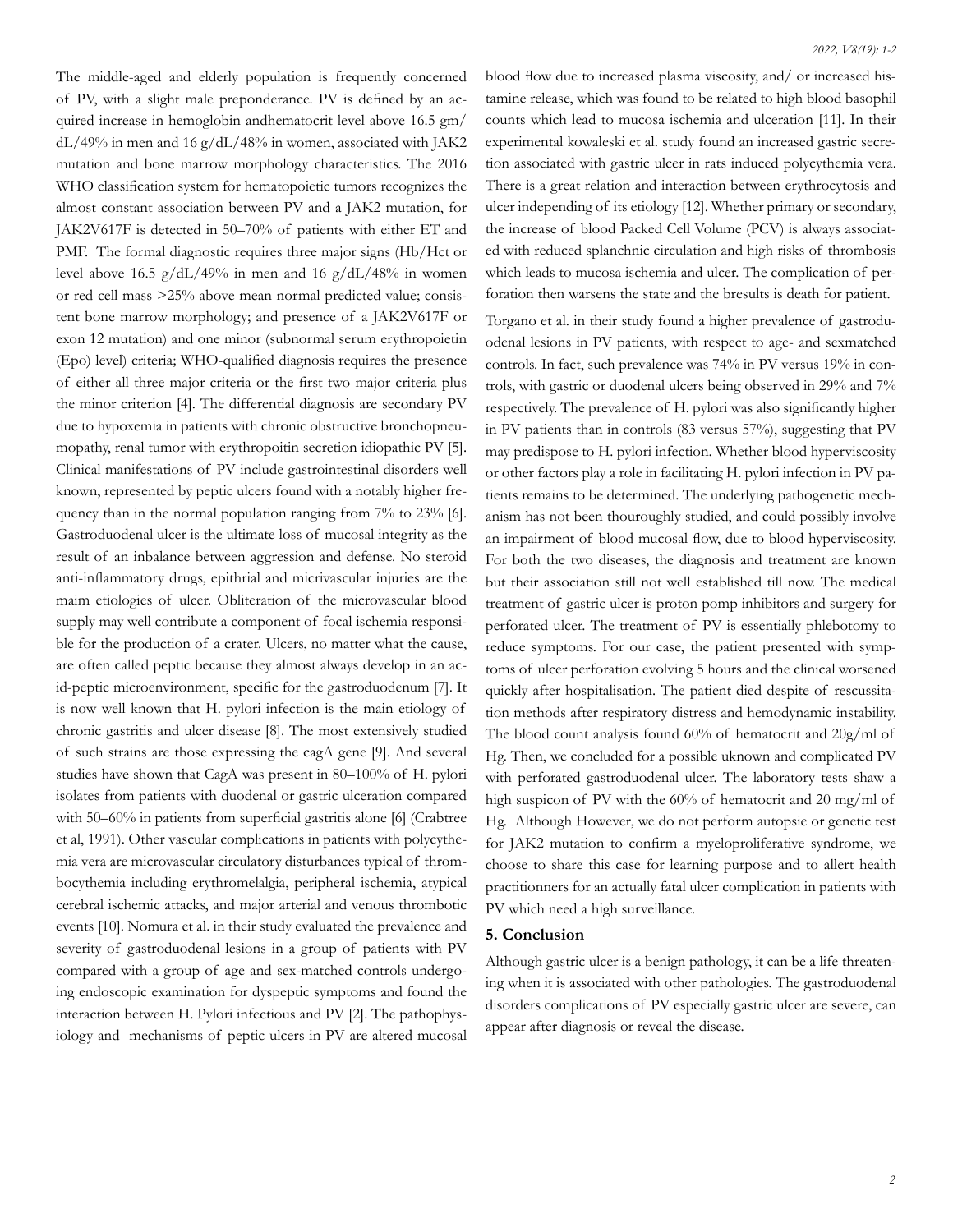The middle-aged and elderly population is frequently concerned of PV, with a slight male preponderance. PV is defined by an acquired increase in hemoglobin andhematocrit level above 16.5 gm/dL/49% in men and 16 g/dL/48% in women, associated with JAK2 mutation and bone marrow morphology characteristics. The 2016 WHO classification system for hematopoietic tumors recognizes the almost constant association between PV and a JAK2 mutation, for JAK2V617F is detected in 50–70% of patients with either ET and PMF. The formal diagnostic requires three major signs (Hb/Hct or level above 16.5 g/dL/49% in men and 16 g/dL/48% in women or red cell mass >25% above mean normal predicted value; consistent bone marrow morphology; and presence of a JAK2V617F or exon 12 mutation) and one minor (subnormal serum erythropoietin (Epo) level) criteria; WHO-qualified diagnosis requires the presence of either all three major criteria or the first two major criteria plus the minor criterion [4]. The differential diagnosis are secondary PV due to hypoxemia in patients with chronic obstructive bronchopneumopathy, renal tumor with erythropoitin secretion idiopathic PV [5]. Clinical manifestations of PV include gastrointestinal disorders well known, represented by peptic ulcers found with a notably higher frequency than in the normal population ranging from 7% to 23% [6]. Gastroduodenal ulcer is the ultimate loss of mucosal integrity as the result of an inbalance between aggression and defense. No steroid anti-inflammatory drugs, epithrial and micrivascular injuries are the maim etiologies of ulcer. Obliteration of the microvascular blood supply may well contribute a component of focal ischemia responsible for the production of a crater. Ulcers, no matter what the cause, are often called peptic because they almost always develop in an acid-peptic microenvironment, specific for the gastroduodenum [7]. It is now well known that H. pylori infection is the main etiology of chronic gastritis and ulcer disease [8]. The most extensively studied of such strains are those expressing the cagA gene [9]. And several studies have shown that CagA was present in 80–100% of H. pylori isolates from patients with duodenal or gastric ulceration compared with 50–60% in patients from superficial gastritis alone [6] (Crabtree et al, 1991). Other vascular complications in patients with polycythemia vera are microvascular circulatory disturbances typical of thrombocythemia including erythromelalgia, peripheral ischemia, atypical cerebral ischemic attacks, and major arterial and venous thrombotic events [10]. Nomura et al. in their study evaluated the prevalence and severity of gastroduodenal lesions in a group of patients with PV compared with a group of age and sex-matched controls undergoing endoscopic examination for dyspeptic symptoms and found the interaction between H. Pylori infectious and PV [2]. The pathophysiology and mechanisms of peptic ulcers in PV are altered mucosal blood flow due to increased plasma viscosity, and/ or increased histamine release, which was found to be related to high blood basophil counts which lead to mucosa ischemia and ulceration [11]. In their experimental kowaleski et al. study found an increased gastric secretion associated with gastric ulcer in rats induced polycythemia vera. There is a great relation and interaction between erythrocytosis and ulcer independing of its etiology [12]. Whether primary or secondary, the increase of blood Packed Cell Volume (PCV) is always associated with reduced splanchnic circulation and high risks of thrombosis which leads to mucosa ischemia and ulcer. The complication of perforation then warsens the state and the bresults is death for patient.

Torgano et al. in their study found a higher prevalence of gastroduodenal lesions in PV patients, with respect to age- and sexmatched controls. In fact, such prevalence was 74% in PV versus 19% in controls, with gastric or duodenal ulcers being observed in 29% and 7% respectively. The prevalence of H. pylori was also significantly higher in PV patients than in controls (83 versus 57%), suggesting that PV may predispose to H. pylori infection. Whether blood hyperviscosity or other factors play a role in facilitating H. pylori infection in PV patients remains to be determined. The underlying pathogenetic mechanism has not been thouroughly studied, and could possibly involve an impairment of blood mucosal flow, due to blood hyperviscosity. For both the two diseases, the diagnosis and treatment are known but their association still not well established till now. The medical treatment of gastric ulcer is proton pump inhibitors and surgery for perforated ulcer. The treatment of PV is essentially phlebotomy to reduce symptoms. For our case, the patient presented with symptoms of ulcer perforation evolving 5 hours and the clinical worsened quickly after hospitalisation. The patient died despite of rescussitation methods after respiratory distress and hemodynamic instability. The blood count analysis found 60% of hematocrit and 20g/ml of Hg. Then, we concluded for a possible uknown and complicated PV with perforated gastroduodenal ulcer. The laboratory tests shaw a high suspicon of PV with the 60% of hematocrit and 20 mg/ml of Hg. Although However, we do not perform autopsie or genetic test for JAK2 mutation to confirm a myeloproliferative syndrome, we choose to share this case for learning purpose and to allert health practitionners for an actually fatal ulcer complication in patients with PV which need a high surveillance.

## 5. Conclusion

Although gastric ulcer is a benign pathology, it can be a life threatening when it is associated with other pathologies. The gastroduodenal disorders complications of PV especially gastric ulcer are severe, can appear after diagnosis or reveal the disease.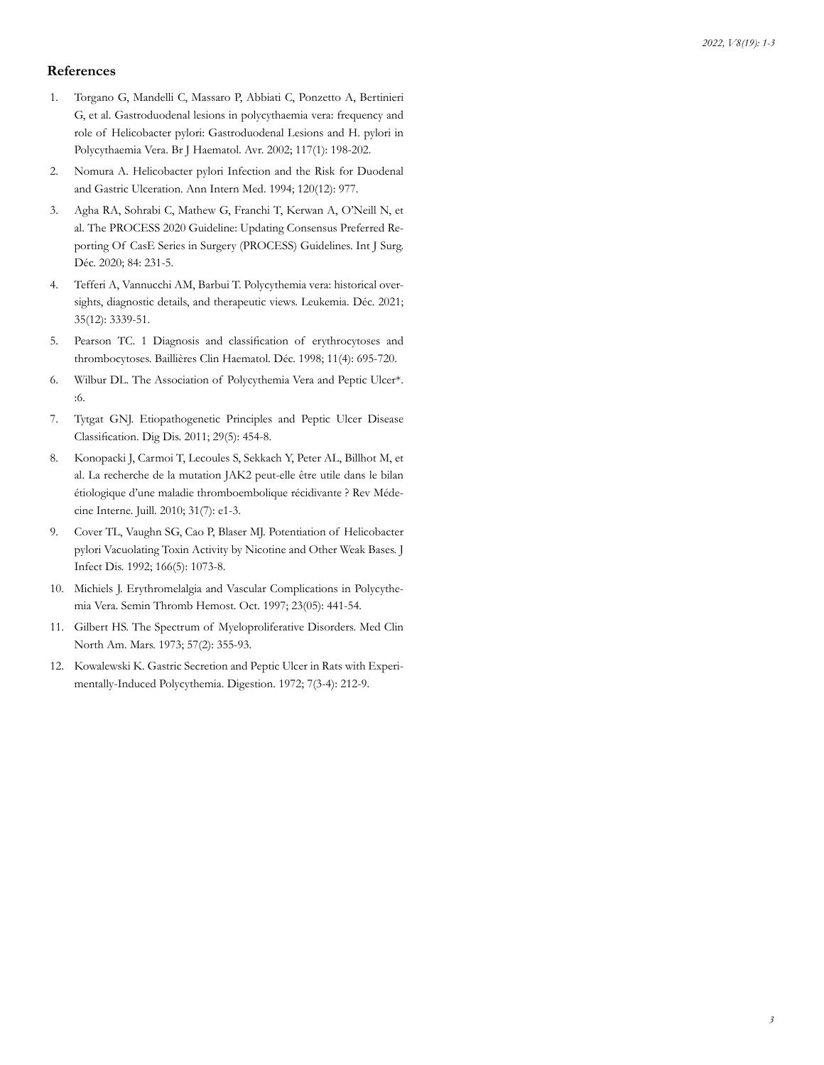## References

1. Torgano G, Mandelli C, Massaro P, Abbiati C, Ponzetto A, Bertinieri G, et al. Gastroduodenal lesions in polycythaemia vera: frequency and role of Helicobacter pylori: Gastroduodenal Lesions and H. pylori in Polycythaemia Vera. Br J Haematol. Avr. 2002; 117(1): 198-202.
2. Nomura A. Helicobacter pylori Infection and the Risk for Duodenal and Gastric Ulceration. Ann Intern Med. 1994; 120(12): 977.
3. Agha RA, Sohrabi C, Mathew G, Franchi T, Kerwan A, O'Neill N, et al. The PROCESS 2020 Guideline: Updating Consensus Preferred Reporting Of CasE Series in Surgery (PROCESS) Guidelines. Int J Surg. Déc. 2020; 84: 231-5.
4. Tefferi A, Vannucchi AM, Barbui T. Polycythemia vera: historical oversights, diagnostic details, and therapeutic views. Leukemia. Déc. 2021; 35(12): 3339-51.
5. Pearson TC. 1 Diagnosis and classification of erythrocytoses and thrombocytoses. Baillières Clin Haematol. Déc. 1998; 11(4): 695-720.
6. Wilbur DL. The Association of Polycythemia Vera and Peptic Ulcer*. :6.
7. Tytgat GNJ. Etiopathogenetic Principles and Peptic Ulcer Disease Classification. Dig Dis. 2011; 29(5): 454-8.
8. Konopacki J, Carmoi T, Lecoules S, Sekkach Y, Peter AL, Billhot M, et al. La recherche de la mutation JAK2 peut-elle être utile dans le bilan étiologique d'une maladie thromboembolique récidivante ? Rev Médecine Interne. Juill. 2010; 31(7): e1-3.
9. Cover TL, Vaughn SG, Cao P, Blaser MJ. Potentiation of Helicobacter pylori Vacuolating Toxin Activity by Nicotine and Other Weak Bases. J Infect Dis. 1992; 166(5): 1073-8.
10. Michiels J. Erythromelalgia and Vascular Complications in Polycythemia Vera. Semin Thromb Hemost. Oct. 1997; 23(05): 441-54.
11. Gilbert HS. The Spectrum of Myeloproliferative Disorders. Med Clin North Am. Mars. 1973; 57(2): 355-93.
12. Kowalewski K. Gastric Secretion and Peptic Ulcer in Rats with Experimentally-Induced Polycythemia. Digestion. 1972; 7(3-4): 212-9.